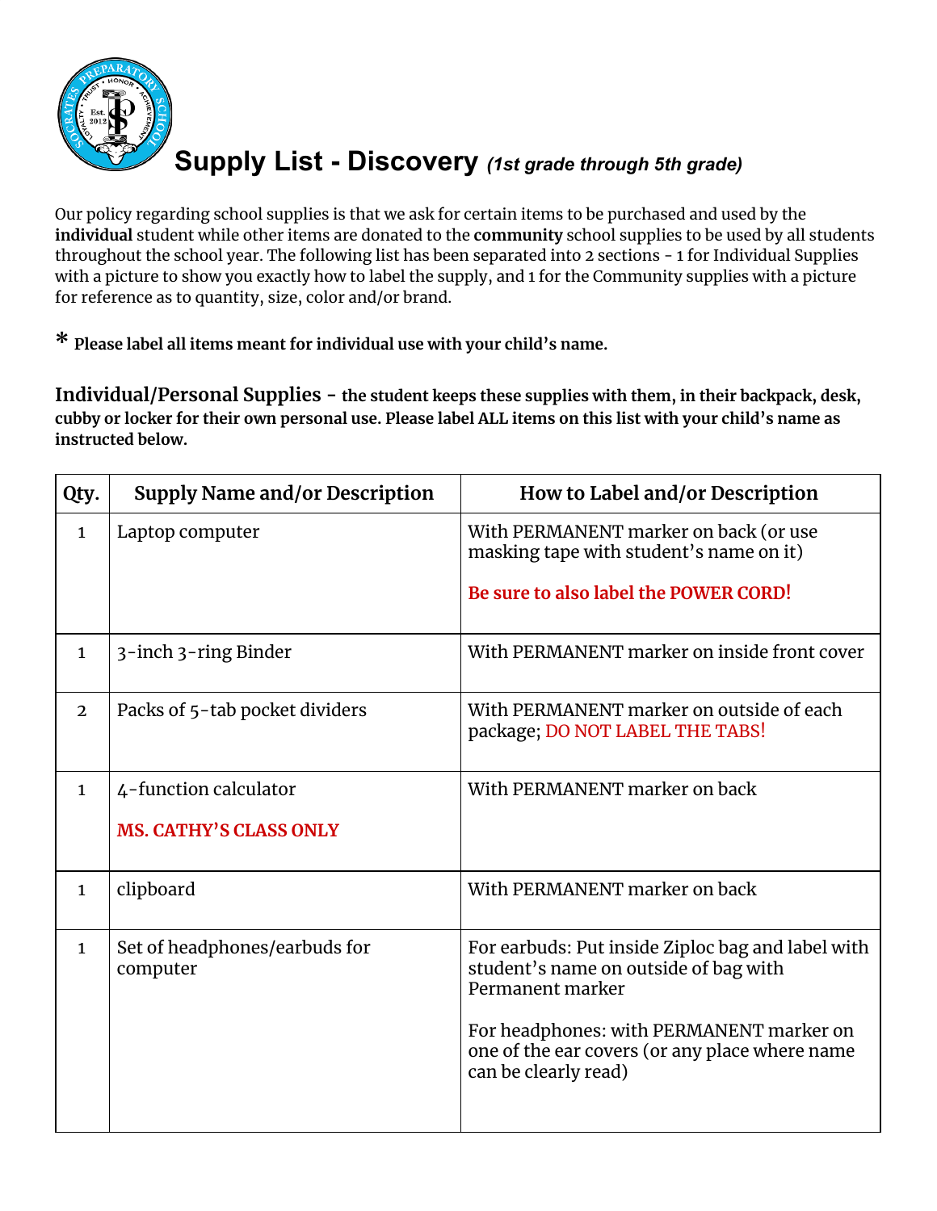# Supply List - Discovery *(1st grade through 5th grade)*

Our policy regarding school supplies is that we ask for certain items to be purchased and used by the **individual** student while other items are donated to the **community** school supplies to be used by all students throughout the school year. The following list has been separated into 2 sections - 1 for Individual Supplies with a picture to show you exactly how to label the supply, and 1 for the Community supplies with a picture for reference as to quantity, size, color and/or brand.

**\* Please label all items meant for individual use with your child's name.**

## Individual/Personal Supplies - **the student keeps these supplies with them, in their backpack, desk, cubby or locker for their own personal use. Please label ALL items on this list with your child's name as instructed below.**

| Qty. | Supply Name and/or Description | How to Label and/or Description |
|---|---|---|
| 1 | Laptop computer | With PERMANENT marker on back (or use masking tape with student's name on it)<br><br>**Be sure to also label the POWER CORD!** |
| 1 | 3-inch 3-ring Binder | With PERMANENT marker on inside front cover |
| 2 | Packs of 5-tab pocket dividers | With PERMANENT marker on outside of each package; DO NOT LABEL THE TABS! |
| 1 | 4-function calculator<br><br>**MS. CATHY'S CLASS ONLY** | With PERMANENT marker on back |
| 1 | clipboard | With PERMANENT marker on back |
| 1 | Set of headphones/earbuds for computer | For earbuds: Put inside Ziploc bag and label with student's name on outside of bag with Permanent marker<br><br>For headphones: with PERMANENT marker on one of the ear covers (or any place where name can be clearly read) |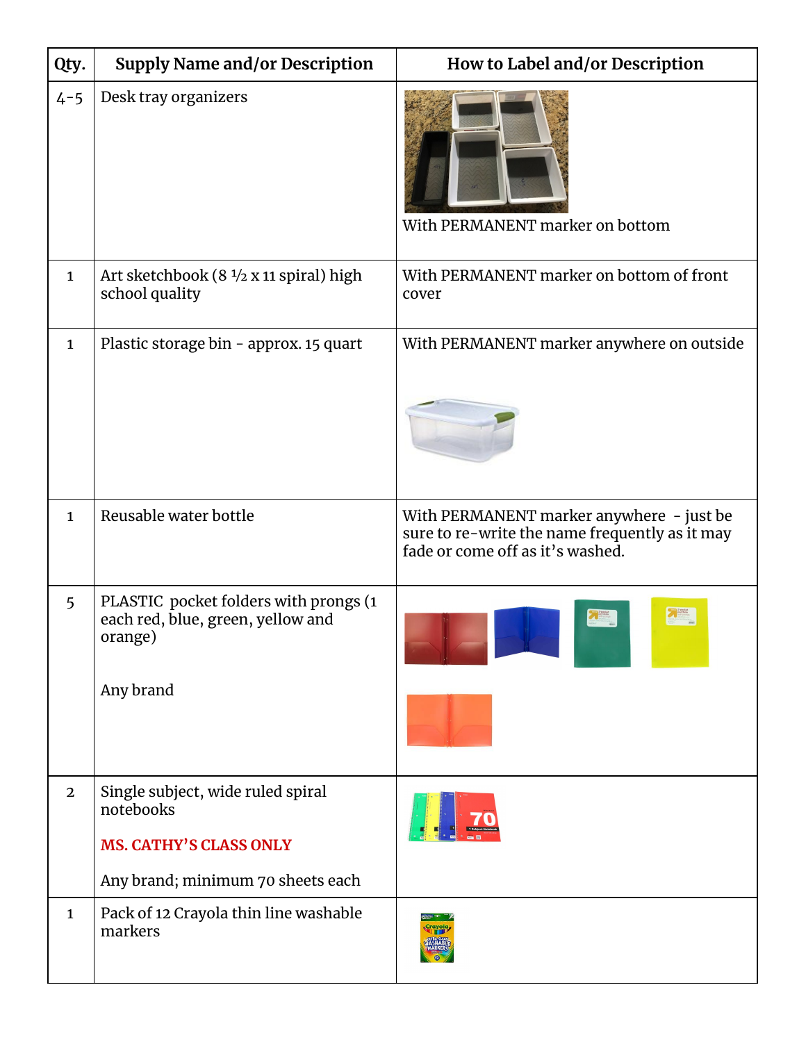| Qty. | Supply Name and/or Description | How to Label and/or Description |
|---|---|---|
| 4-5 | Desk tray organizers | With PERMANENT marker on bottom |
| 1 | Art sketchbook (8 ½ x 11 spiral) high school quality | With PERMANENT marker on bottom of front cover |
| 1 | Plastic storage bin - approx. 15 quart | With PERMANENT marker anywhere on outside |
| 1 | Reusable water bottle | With PERMANENT marker anywhere - just be sure to re-write the name frequently as it may fade or come off as it's washed. |
| 5 | PLASTIC pocket folders with prongs (1 each red, blue, green, yellow and orange)<br><br>Any brand | |
| 2 | Single subject, wide ruled spiral notebooks<br><br>**MS. CATHY'S CLASS ONLY**<br><br>Any brand; minimum 70 sheets each | |
| 1 | Pack of 12 Crayola thin line washable markers | |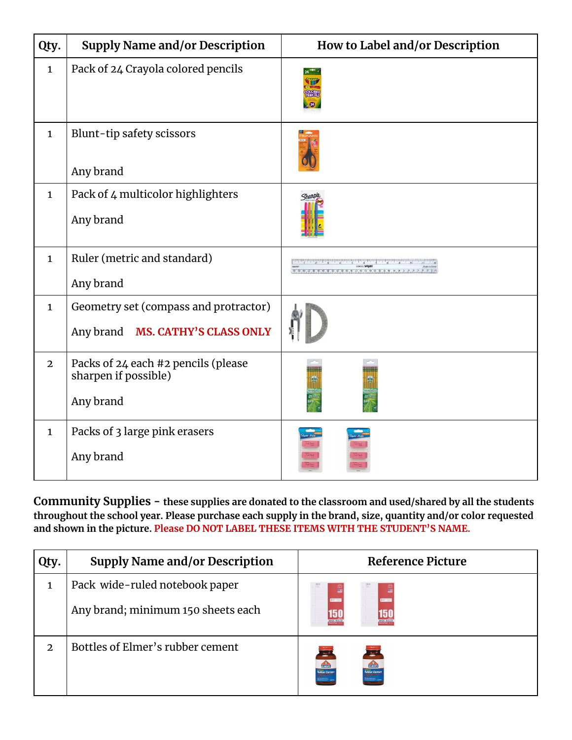| Qty. | Supply Name and/or Description | How to Label and/or Description |
|---|---|---|
| 1 | Pack of 24 Crayola colored pencils | |
| 1 | Blunt-tip safety scissors<br><br>Any brand | |
| 1 | Pack of 4 multicolor highlighters<br><br>Any brand | |
| 1 | Ruler (metric and standard)<br><br>Any brand | |
| 1 | Geometry set (compass and protractor)<br><br>Any brand **MS. CATHY'S CLASS ONLY** | |
| 2 | Packs of 24 each #2 pencils (please sharpen if possible)<br><br>Any brand | |
| 1 | Packs of 3 large pink erasers<br><br>Any brand | |

**Community Supplies - these supplies are donated to the classroom and used/shared by all the students throughout the school year. Please purchase each supply in the brand, size, quantity and/or color requested and shown in the picture. Please DO NOT LABEL THESE ITEMS WITH THE STUDENT'S NAME.**

| Qty. | Supply Name and/or Description | Reference Picture |
|---|---|---|
| 1 | Pack wide-ruled notebook paper<br><br>Any brand; minimum 150 sheets each | |
| 2 | Bottles of Elmer's rubber cement | |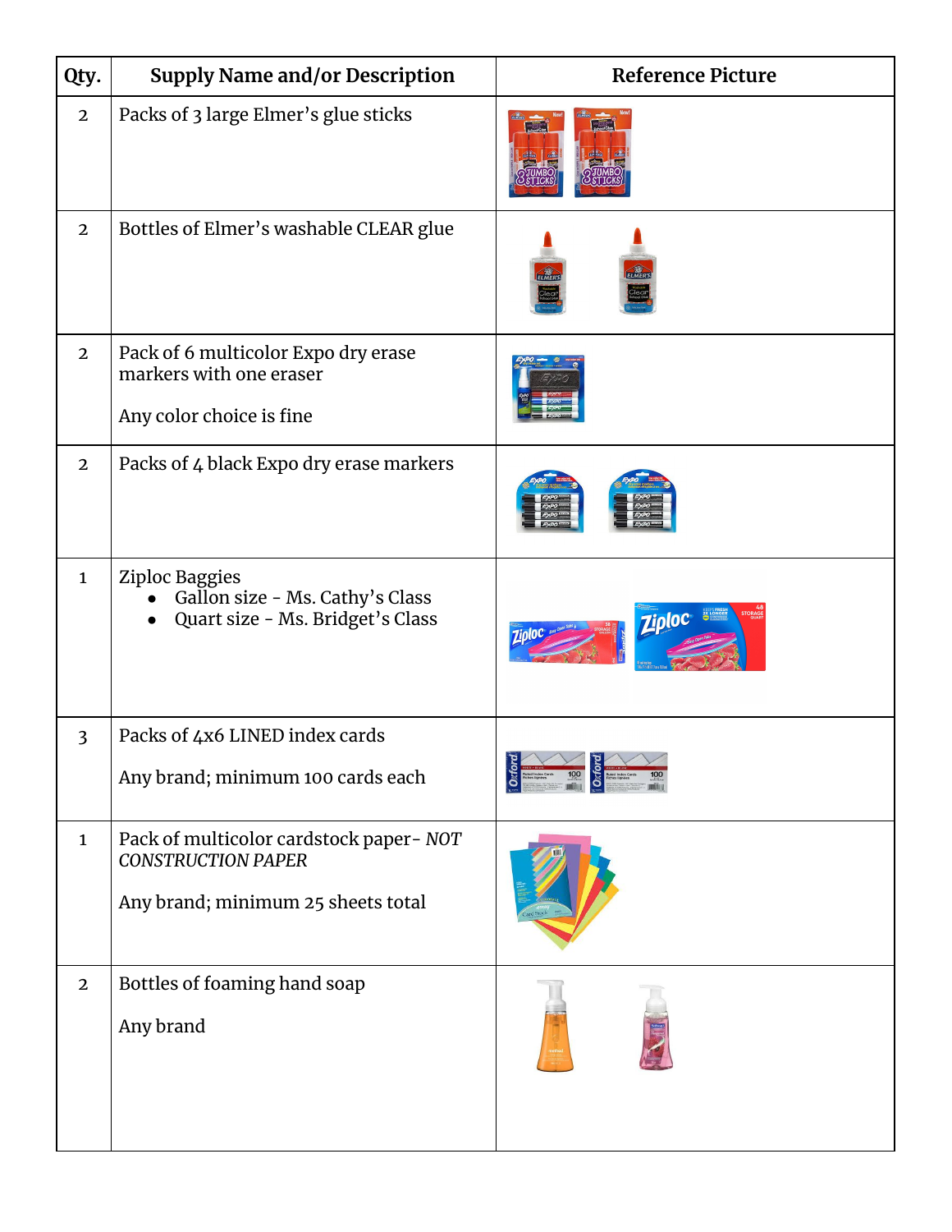| Qty. | Supply Name and/or Description | Reference Picture |
| --- | --- | --- |
| 2 | Packs of 3 large Elmer's glue sticks | |
| 2 | Bottles of Elmer's washable CLEAR glue | |
| 2 | Pack of 6 multicolor Expo dry erase markers with one eraser<br><br>Any color choice is fine | |
| 2 | Packs of 4 black Expo dry erase markers | |
| 1 | Ziploc Baggies<br>• Gallon size - Ms. Cathy's Class<br>• Quart size - Ms. Bridget's Class | |
| 3 | Packs of 4x6 LINED index cards<br><br>Any brand; minimum 100 cards each | |
| 1 | Pack of multicolor cardstock paper- *NOT CONSTRUCTION PAPER*<br><br>Any brand; minimum 25 sheets total | |
| 2 | Bottles of foaming hand soap<br><br>Any brand | |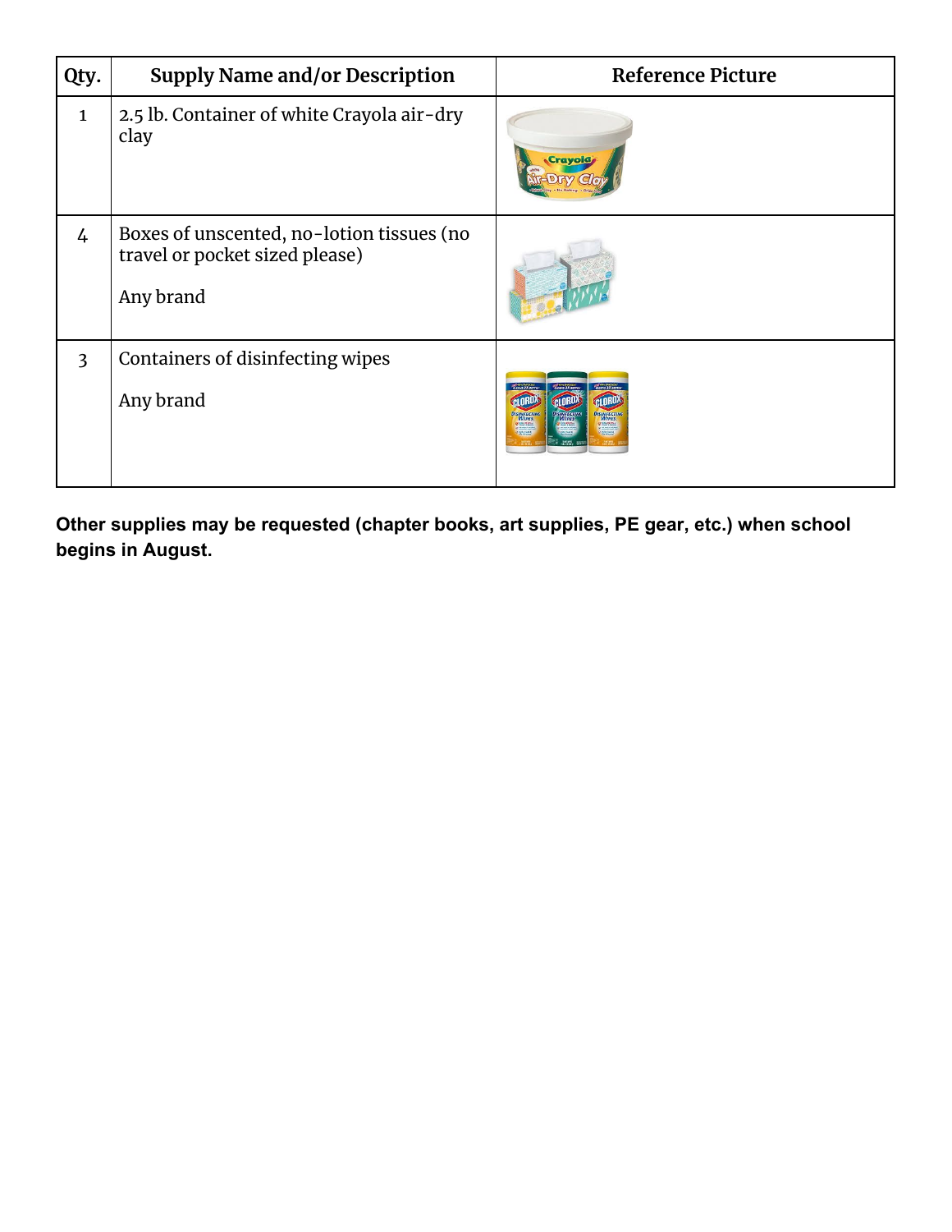| Qty. | Supply Name and/or Description | Reference Picture |
|---|---|---|
| 1 | 2.5 lb. Container of white Crayola air-dry clay | |
| 4 | Boxes of unscented, no-lotion tissues (no travel or pocket sized please)<br><br>Any brand | |
| 3 | Containers of disinfecting wipes<br><br>Any brand | |

**Other supplies may be requested (chapter books, art supplies, PE gear, etc.) when school begins in August.**